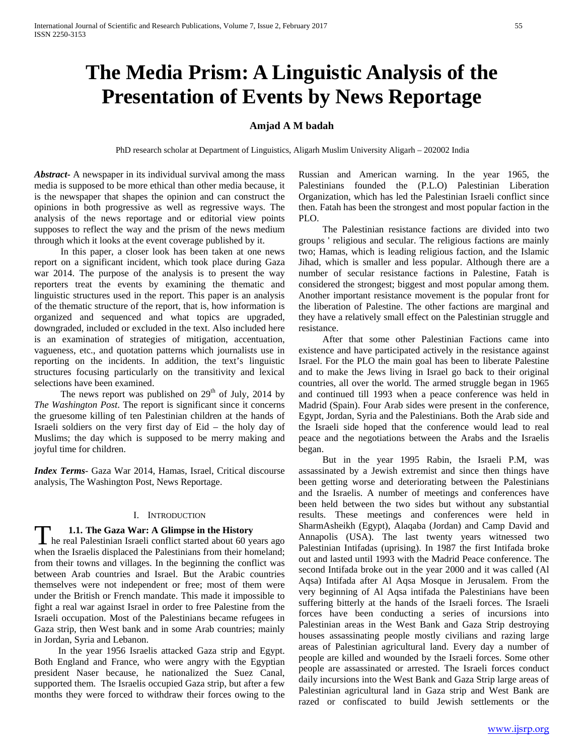# The Media Prism: A Linguistic Analysis of the Presentation of Events by News Reportage

**Amjad A M badah**

PhD research scholar at Department of Linguistics, Aligarh Muslim University Aligarh – 202002 India

***Abstract***- A newspaper in its individual survival among the mass media is supposed to be more ethical than other media because, it is the newspaper that shapes the opinion and can construct the opinions in both progressive as well as regressive ways. The analysis of the news reportage and or editorial view points supposes to reflect the way and the prism of the news medium through which it looks at the event coverage published by it.

In this paper, a closer look has been taken at one news report on a significant incident, which took place during Gaza war 2014. The purpose of the analysis is to present the way reporters treat the events by examining the thematic and linguistic structures used in the report. This paper is an analysis of the thematic structure of the report, that is, how information is organized and sequenced and what topics are upgraded, downgraded, included or excluded in the text. Also included here is an examination of strategies of mitigation, accentuation, vagueness, etc., and quotation patterns which journalists use in reporting on the incidents. In addition, the text's linguistic structures focusing particularly on the transitivity and lexical selections have been examined.

The news report was published on 29th of July, 2014 by *The Washington Post*. The report is significant since it concerns the gruesome killing of ten Palestinian children at the hands of Israeli soldiers on the very first day of Eid – the holy day of Muslims; the day which is supposed to be merry making and joyful time for children.

***Index Terms***- Gaza War 2014, Hamas, Israel, Critical discourse analysis, The Washington Post, News Reportage.

## I. Introduction

### 1.1. The Gaza War: A Glimpse in the History

The real Palestinian Israeli conflict started about 60 years ago when the Israelis displaced the Palestinians from their homeland; from their towns and villages. In the beginning the conflict was between Arab countries and Israel. But the Arabic countries themselves were not independent or free; most of them were under the British or French mandate. This made it impossible to fight a real war against Israel in order to free Palestine from the Israeli occupation. Most of the Palestinians became refugees in Gaza strip, then West bank and in some Arab countries; mainly in Jordan, Syria and Lebanon.

In the year 1956 Israelis attacked Gaza strip and Egypt. Both England and France, who were angry with the Egyptian president Naser because, he nationalized the Suez Canal, supported them. The Israelis occupied Gaza strip, but after a few months they were forced to withdraw their forces owing to the Russian and American warning. In the year 1965, the Palestinians founded the (P.L.O) Palestinian Liberation Organization, which has led the Palestinian Israeli conflict since then. Fatah has been the strongest and most popular faction in the PLO.

The Palestinian resistance factions are divided into two groups ' religious and secular. The religious factions are mainly two; Hamas, which is leading religious faction, and the Islamic Jihad, which is smaller and less popular. Although there are a number of secular resistance factions in Palestine, Fatah is considered the strongest; biggest and most popular among them. Another important resistance movement is the popular front for the liberation of Palestine. The other factions are marginal and they have a relatively small effect on the Palestinian struggle and resistance.

After that some other Palestinian Factions came into existence and have participated actively in the resistance against Israel. For the PLO the main goal has been to liberate Palestine and to make the Jews living in Israel go back to their original countries, all over the world. The armed struggle began in 1965 and continued till 1993 when a peace conference was held in Madrid (Spain). Four Arab sides were present in the conference, Egypt, Jordan, Syria and the Palestinians. Both the Arab side and the Israeli side hoped that the conference would lead to real peace and the negotiations between the Arabs and the Israelis began.

But in the year 1995 Rabin, the Israeli P.M, was assassinated by a Jewish extremist and since then things have been getting worse and deteriorating between the Palestinians and the Israelis. A number of meetings and conferences have been held between the two sides but without any substantial results. These meetings and conferences were held in SharmAsheikh (Egypt), Alaqaba (Jordan) and Camp David and Annapolis (USA). The last twenty years witnessed two Palestinian Intifadas (uprising). In 1987 the first Intifada broke out and lasted until 1993 with the Madrid Peace conference. The second Intifada broke out in the year 2000 and it was called (Al Aqsa) Intifada after Al Aqsa Mosque in Jerusalem. From the very beginning of Al Aqsa intifada the Palestinians have been suffering bitterly at the hands of the Israeli forces. The Israeli forces have been conducting a series of incursions into Palestinian areas in the West Bank and Gaza Strip destroying houses assassinating people mostly civilians and razing large areas of Palestinian agricultural land. Every day a number of people are killed and wounded by the Israeli forces. Some other people are assassinated or arrested. The Israeli forces conduct daily incursions into the West Bank and Gaza Strip large areas of Palestinian agricultural land in Gaza strip and West Bank are razed or confiscated to build Jewish settlements or the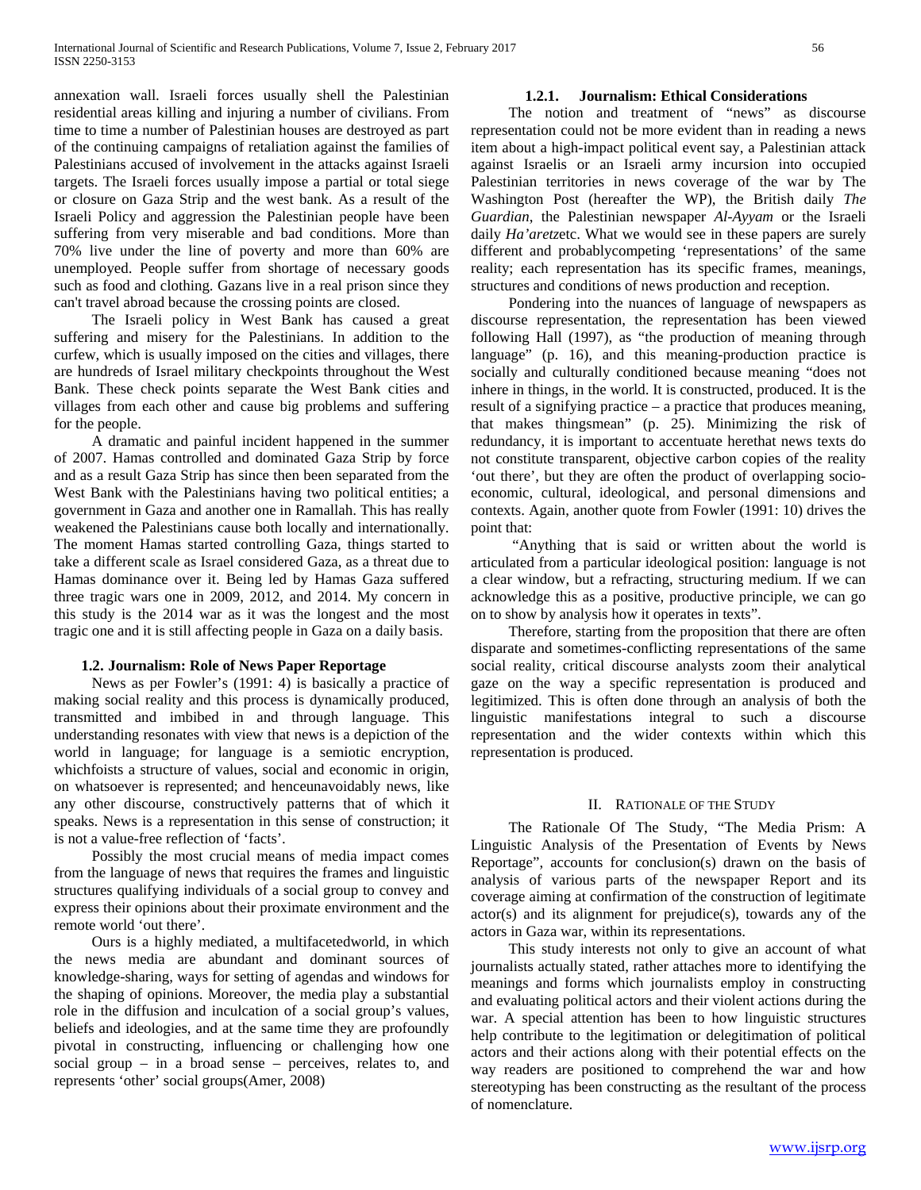annexation wall. Israeli forces usually shell the Palestinian residential areas killing and injuring a number of civilians. From time to time a number of Palestinian houses are destroyed as part of the continuing campaigns of retaliation against the families of Palestinians accused of involvement in the attacks against Israeli targets. The Israeli forces usually impose a partial or total siege or closure on Gaza Strip and the west bank. As a result of the Israeli Policy and aggression the Palestinian people have been suffering from very miserable and bad conditions. More than 70% live under the line of poverty and more than 60% are unemployed. People suffer from shortage of necessary goods such as food and clothing. Gazans live in a real prison since they can't travel abroad because the crossing points are closed.

The Israeli policy in West Bank has caused a great suffering and misery for the Palestinians. In addition to the curfew, which is usually imposed on the cities and villages, there are hundreds of Israel military checkpoints throughout the West Bank. These check points separate the West Bank cities and villages from each other and cause big problems and suffering for the people.

A dramatic and painful incident happened in the summer of 2007. Hamas controlled and dominated Gaza Strip by force and as a result Gaza Strip has since then been separated from the West Bank with the Palestinians having two political entities; a government in Gaza and another one in Ramallah. This has really weakened the Palestinians cause both locally and internationally. The moment Hamas started controlling Gaza, things started to take a different scale as Israel considered Gaza, as a threat due to Hamas dominance over it. Being led by Hamas Gaza suffered three tragic wars one in 2009, 2012, and 2014. My concern in this study is the 2014 war as it was the longest and the most tragic one and it is still affecting people in Gaza on a daily basis.

### 1.2. Journalism: Role of News Paper Reportage

News as per Fowler's (1991: 4) is basically a practice of making social reality and this process is dynamically produced, transmitted and imbibed in and through language. This understanding resonates with view that news is a depiction of the world in language; for language is a semiotic encryption, whichfoists a structure of values, social and economic in origin, on whatsoever is represented; and henceunavoidably news, like any other discourse, constructively patterns that of which it speaks. News is a representation in this sense of construction; it is not a value-free reflection of 'facts'.

Possibly the most crucial means of media impact comes from the language of news that requires the frames and linguistic structures qualifying individuals of a social group to convey and express their opinions about their proximate environment and the remote world 'out there'.

Ours is a highly mediated, a multifacetedworld, in which the news media are abundant and dominant sources of knowledge-sharing, ways for setting of agendas and windows for the shaping of opinions. Moreover, the media play a substantial role in the diffusion and inculcation of a social group's values, beliefs and ideologies, and at the same time they are profoundly pivotal in constructing, influencing or challenging how one social group – in a broad sense – perceives, relates to, and represents 'other' social groups(Amer, 2008)

#### 1.2.1. Journalism: Ethical Considerations

The notion and treatment of "news" as discourse representation could not be more evident than in reading a news item about a high-impact political event say, a Palestinian attack against Israelis or an Israeli army incursion into occupied Palestinian territories in news coverage of the war by The Washington Post (hereafter the WP), the British daily *The Guardian*, the Palestinian newspaper *Al-Ayyam* or the Israeli daily *Ha'aretz*etc. What we would see in these papers are surely different and probablycompeting 'representations' of the same reality; each representation has its specific frames, meanings, structures and conditions of news production and reception.

Pondering into the nuances of language of newspapers as discourse representation, the representation has been viewed following Hall (1997), as "the production of meaning through language" (p. 16), and this meaning-production practice is socially and culturally conditioned because meaning "does not inhere in things, in the world. It is constructed, produced. It is the result of a signifying practice – a practice that produces meaning, that makes thingsmean" (p. 25). Minimizing the risk of redundancy, it is important to accentuate herethat news texts do not constitute transparent, objective carbon copies of the reality 'out there', but they are often the product of overlapping socio-economic, cultural, ideological, and personal dimensions and contexts. Again, another quote from Fowler (1991: 10) drives the point that:

"Anything that is said or written about the world is articulated from a particular ideological position: language is not a clear window, but a refracting, structuring medium. If we can acknowledge this as a positive, productive principle, we can go on to show by analysis how it operates in texts".

Therefore, starting from the proposition that there are often disparate and sometimes-conflicting representations of the same social reality, critical discourse analysts zoom their analytical gaze on the way a specific representation is produced and legitimized. This is often done through an analysis of both the linguistic manifestations integral to such a discourse representation and the wider contexts within which this representation is produced.

## II. Rationale of the Study

The Rationale Of The Study, "The Media Prism: A Linguistic Analysis of the Presentation of Events by News Reportage", accounts for conclusion(s) drawn on the basis of analysis of various parts of the newspaper Report and its coverage aiming at confirmation of the construction of legitimate actor(s) and its alignment for prejudice(s), towards any of the actors in Gaza war, within its representations.

This study interests not only to give an account of what journalists actually stated, rather attaches more to identifying the meanings and forms which journalists employ in constructing and evaluating political actors and their violent actions during the war. A special attention has been to how linguistic structures help contribute to the legitimation or delegitimation of political actors and their actions along with their potential effects on the way readers are positioned to comprehend the war and how stereotyping has been constructing as the resultant of the process of nomenclature.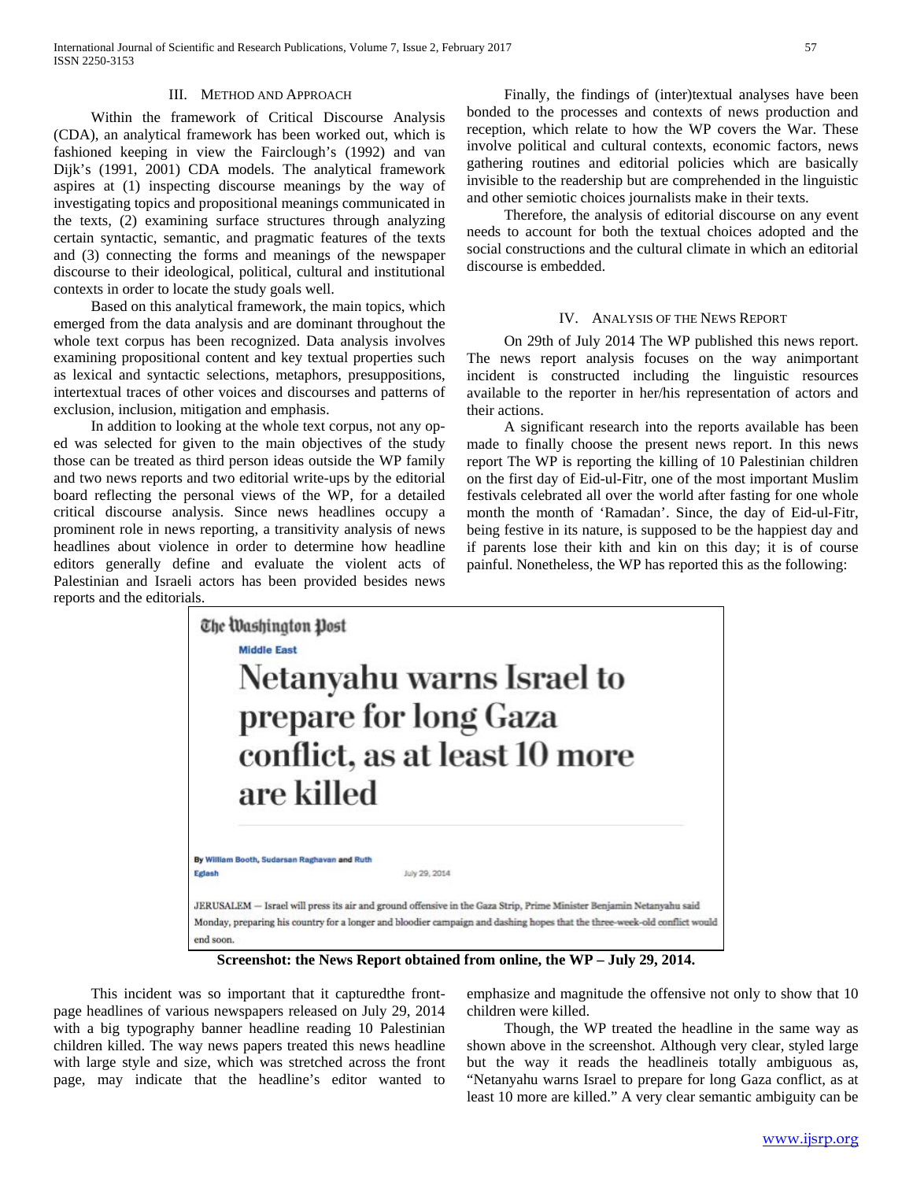## III. Method and Approach

Within the framework of Critical Discourse Analysis (CDA), an analytical framework has been worked out, which is fashioned keeping in view the Fairclough's (1992) and van Dijk's (1991, 2001) CDA models. The analytical framework aspires at (1) inspecting discourse meanings by the way of investigating topics and propositional meanings communicated in the texts, (2) examining surface structures through analyzing certain syntactic, semantic, and pragmatic features of the texts and (3) connecting the forms and meanings of the newspaper discourse to their ideological, political, cultural and institutional contexts in order to locate the study goals well.

Based on this analytical framework, the main topics, which emerged from the data analysis and are dominant throughout the whole text corpus has been recognized. Data analysis involves examining propositional content and key textual properties such as lexical and syntactic selections, metaphors, presuppositions, intertextual traces of other voices and discourses and patterns of exclusion, inclusion, mitigation and emphasis.

In addition to looking at the whole text corpus, not any op-ed was selected for given to the main objectives of the study those can be treated as third person ideas outside the WP family and two news reports and two editorial write-ups by the editorial board reflecting the personal views of the WP, for a detailed critical discourse analysis. Since news headlines occupy a prominent role in news reporting, a transitivity analysis of news headlines about violence in order to determine how headline editors generally define and evaluate the violent acts of Palestinian and Israeli actors has been provided besides news reports and the editorials.

Finally, the findings of (inter)textual analyses have been bonded to the processes and contexts of news production and reception, which relate to how the WP covers the War. These involve political and cultural contexts, economic factors, news gathering routines and editorial policies which are basically invisible to the readership but are comprehended in the linguistic and other semiotic choices journalists make in their texts.

Therefore, the analysis of editorial discourse on any event needs to account for both the textual choices adopted and the social constructions and the cultural climate in which an editorial discourse is embedded.

## IV. Analysis of the News Report

On 29th of July 2014 The WP published this news report. The news report analysis focuses on the way animportant incident is constructed including the linguistic resources available to the reporter in her/his representation of actors and their actions.

A significant research into the reports available has been made to finally choose the present news report. In this news report The WP is reporting the killing of 10 Palestinian children on the first day of Eid-ul-Fitr, one of the most important Muslim festivals celebrated all over the world after fasting for one whole month the month of 'Ramadan'. Since, the day of Eid-ul-Fitr, being festive in its nature, is supposed to be the happiest day and if parents lose their kith and kin on this day; it is of course painful. Nonetheless, the WP has reported this as the following:

The Washington Post

Middle East

# Netanyahu warns Israel to prepare for long Gaza conflict, as at least 10 more are killed

By William Booth, Sudarsan Raghavan and Ruth Eglash

July 29, 2014

JERUSALEM — Israel will press its air and ground offensive in the Gaza Strip, Prime Minister Benjamin Netanyahu said Monday, preparing his country for a longer and bloodier campaign and dashing hopes that the three-week-old conflict would end soon.

**Screenshot: the News Report obtained from online, the WP – July 29, 2014.**

This incident was so important that it capturedthe front-page headlines of various newspapers released on July 29, 2014 with a big typography banner headline reading 10 Palestinian children killed. The way news papers treated this news headline with large style and size, which was stretched across the front page, may indicate that the headline's editor wanted to emphasize and magnitude the offensive not only to show that 10 children were killed.

Though, the WP treated the headline in the same way as shown above in the screenshot. Although very clear, styled large but the way it reads the headlineis totally ambiguous as, "Netanyahu warns Israel to prepare for long Gaza conflict, as at least 10 more are killed." A very clear semantic ambiguity can be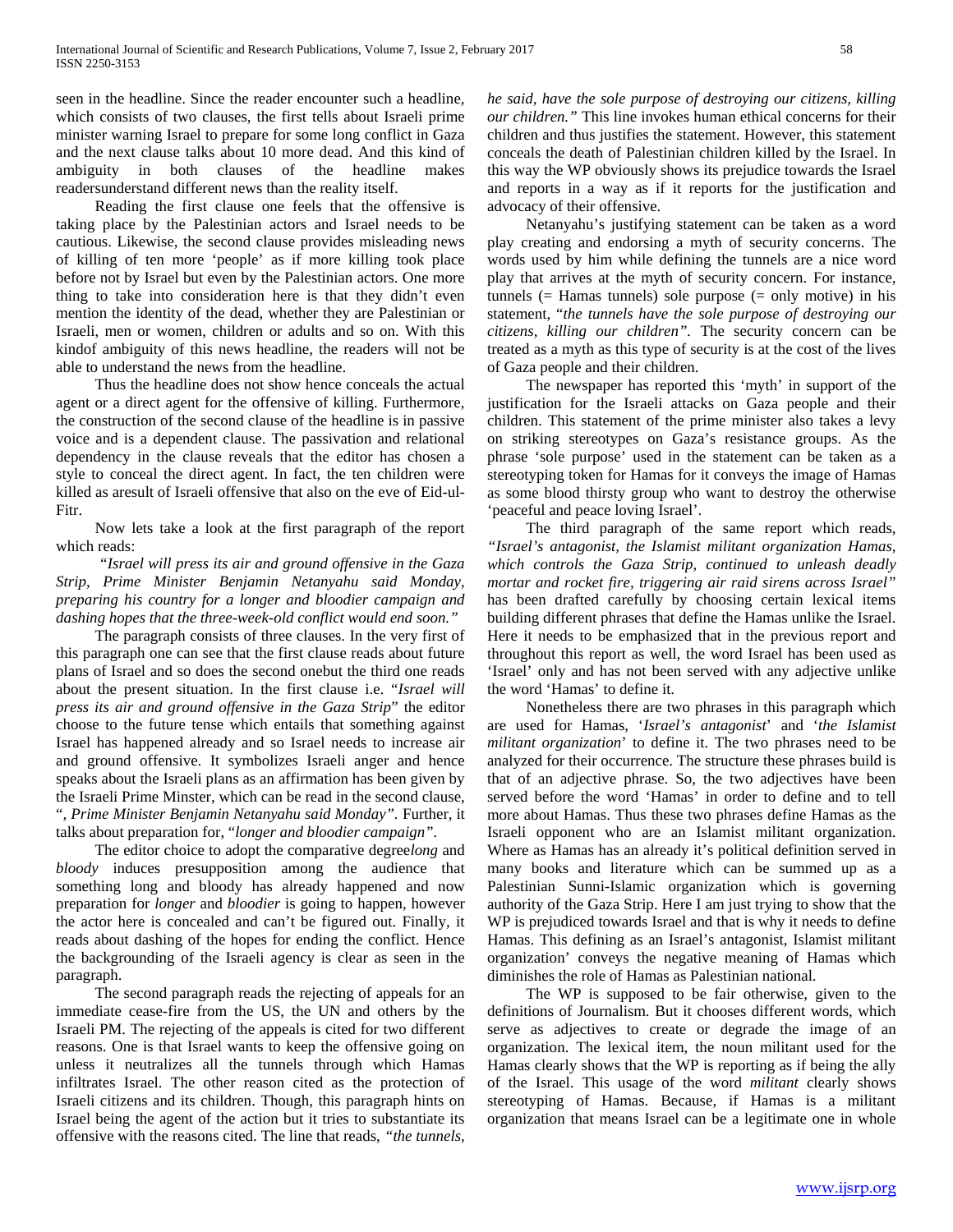seen in the headline. Since the reader encounter such a headline, which consists of two clauses, the first tells about Israeli prime minister warning Israel to prepare for some long conflict in Gaza and the next clause talks about 10 more dead. And this kind of ambiguity in both clauses of the headline makes readersunderstand different news than the reality itself.

Reading the first clause one feels that the offensive is taking place by the Palestinian actors and Israel needs to be cautious. Likewise, the second clause provides misleading news of killing of ten more 'people' as if more killing took place before not by Israel but even by the Palestinian actors. One more thing to take into consideration here is that they didn't even mention the identity of the dead, whether they are Palestinian or Israeli, men or women, children or adults and so on. With this kindof ambiguity of this news headline, the readers will not be able to understand the news from the headline.

Thus the headline does not show hence conceals the actual agent or a direct agent for the offensive of killing. Furthermore, the construction of the second clause of the headline is in passive voice and is a dependent clause. The passivation and relational dependency in the clause reveals that the editor has chosen a style to conceal the direct agent. In fact, the ten children were killed as aresult of Israeli offensive that also on the eve of Eid-ul-Fitr.

Now lets take a look at the first paragraph of the report which reads:

*"Israel will press its air and ground offensive in the Gaza Strip, Prime Minister Benjamin Netanyahu said Monday, preparing his country for a longer and bloodier campaign and dashing hopes that the three-week-old conflict would end soon."*

The paragraph consists of three clauses. In the very first of this paragraph one can see that the first clause reads about future plans of Israel and so does the second onebut the third one reads about the present situation. In the first clause i.e. "*Israel will press its air and ground offensive in the Gaza Strip*" the editor choose to the future tense which entails that something against Israel has happened already and so Israel needs to increase air and ground offensive. It symbolizes Israeli anger and hence speaks about the Israeli plans as an affirmation has been given by the Israeli Prime Minster, which can be read in the second clause, "*, Prime Minister Benjamin Netanyahu said Monday"*. Further, it talks about preparation for, "*longer and bloodier campaign"*.

The editor choice to adopt the comparative degree*long* and *bloody* induces presupposition among the audience that something long and bloody has already happened and now preparation for *longer* and *bloodier* is going to happen, however the actor here is concealed and can't be figured out. Finally, it reads about dashing of the hopes for ending the conflict. Hence the backgrounding of the Israeli agency is clear as seen in the paragraph.

The second paragraph reads the rejecting of appeals for an immediate cease-fire from the US, the UN and others by the Israeli PM. The rejecting of the appeals is cited for two different reasons. One is that Israel wants to keep the offensive going on unless it neutralizes all the tunnels through which Hamas infiltrates Israel. The other reason cited as the protection of Israeli citizens and its children. Though, this paragraph hints on Israel being the agent of the action but it tries to substantiate its offensive with the reasons cited. The line that reads, *"the tunnels, he said, have the sole purpose of destroying our citizens, killing our children."* This line invokes human ethical concerns for their children and thus justifies the statement. However, this statement conceals the death of Palestinian children killed by the Israel. In this way the WP obviously shows its prejudice towards the Israel and reports in a way as if it reports for the justification and advocacy of their offensive.

Netanyahu's justifying statement can be taken as a word play creating and endorsing a myth of security concerns. The words used by him while defining the tunnels are a nice word play that arrives at the myth of security concern. For instance, tunnels (= Hamas tunnels) sole purpose (= only motive) in his statement, "*the tunnels have the sole purpose of destroying our citizens, killing our children"*. The security concern can be treated as a myth as this type of security is at the cost of the lives of Gaza people and their children.

The newspaper has reported this 'myth' in support of the justification for the Israeli attacks on Gaza people and their children. This statement of the prime minister also takes a levy on striking stereotypes on Gaza's resistance groups. As the phrase 'sole purpose' used in the statement can be taken as a stereotyping token for Hamas for it conveys the image of Hamas as some blood thirsty group who want to destroy the otherwise 'peaceful and peace loving Israel'.

The third paragraph of the same report which reads, *"Israel's antagonist, the Islamist militant organization Hamas, which controls the Gaza Strip, continued to unleash deadly mortar and rocket fire, triggering air raid sirens across Israel"* has been drafted carefully by choosing certain lexical items building different phrases that define the Hamas unlike the Israel. Here it needs to be emphasized that in the previous report and throughout this report as well, the word Israel has been used as 'Israel' only and has not been served with any adjective unlike the word 'Hamas' to define it.

Nonetheless there are two phrases in this paragraph which are used for Hamas, '*Israel's antagonist*' and '*the Islamist militant organization*' to define it. The two phrases need to be analyzed for their occurrence. The structure these phrases build is that of an adjective phrase. So, the two adjectives have been served before the word 'Hamas' in order to define and to tell more about Hamas. Thus these two phrases define Hamas as the Israeli opponent who are an Islamist militant organization. Where as Hamas has an already it's political definition served in many books and literature which can be summed up as a Palestinian Sunni-Islamic organization which is governing authority of the Gaza Strip. Here I am just trying to show that the WP is prejudiced towards Israel and that is why it needs to define Hamas. This defining as an Israel's antagonist, Islamist militant organization' conveys the negative meaning of Hamas which diminishes the role of Hamas as Palestinian national.

The WP is supposed to be fair otherwise, given to the definitions of Journalism. But it chooses different words, which serve as adjectives to create or degrade the image of an organization. The lexical item, the noun militant used for the Hamas clearly shows that the WP is reporting as if being the ally of the Israel. This usage of the word *militant* clearly shows stereotyping of Hamas. Because, if Hamas is a militant organization that means Israel can be a legitimate one in whole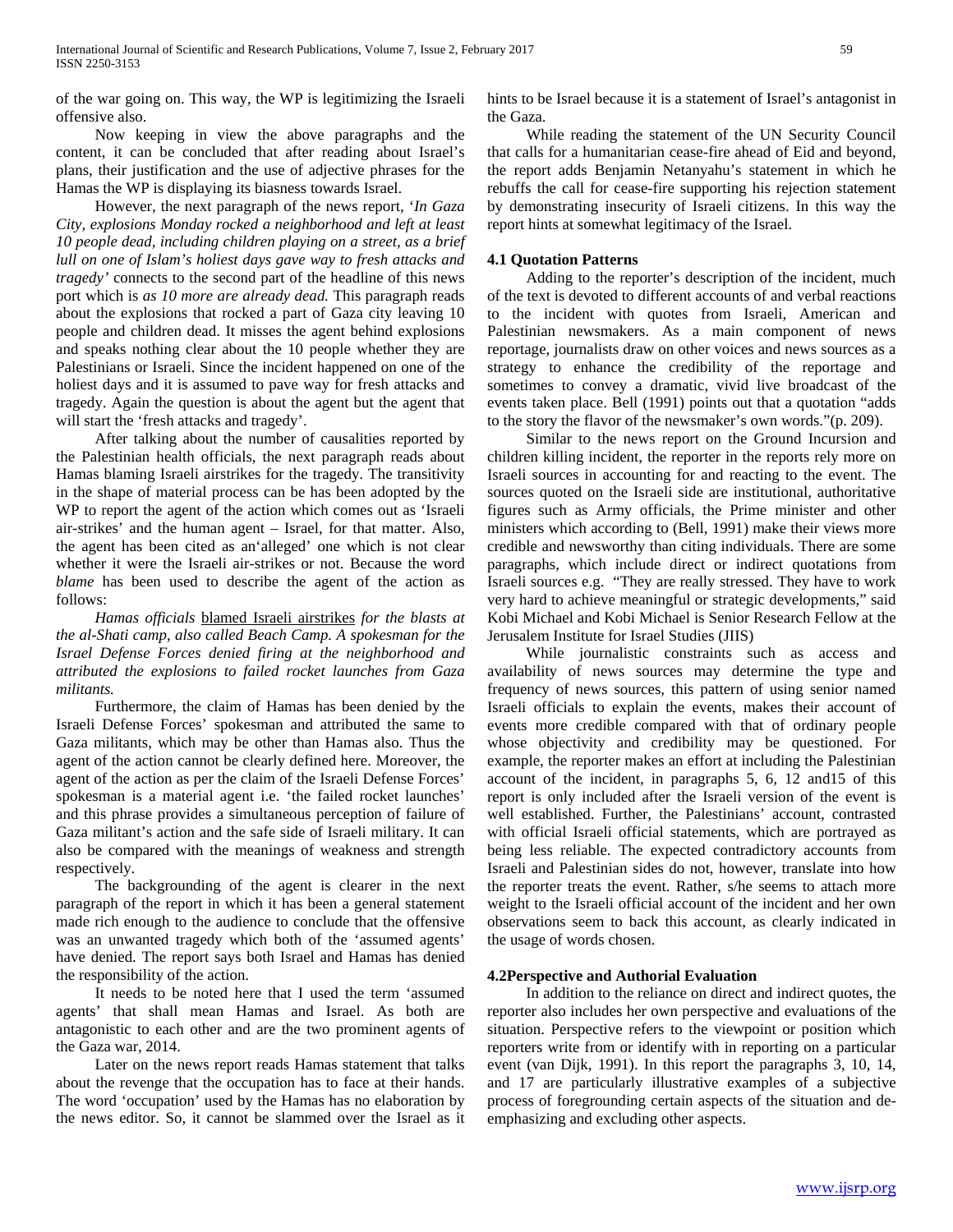of the war going on. This way, the WP is legitimizing the Israeli offensive also.

Now keeping in view the above paragraphs and the content, it can be concluded that after reading about Israel's plans, their justification and the use of adjective phrases for the Hamas the WP is displaying its biasness towards Israel.

However, the next paragraph of the news report, '*In Gaza City, explosions Monday rocked a neighborhood and left at least 10 people dead, including children playing on a street, as a brief lull on one of Islam's holiest days gave way to fresh attacks and tragedy*' connects to the second part of the headline of this news port which is *as 10 more are already dead.* This paragraph reads about the explosions that rocked a part of Gaza city leaving 10 people and children dead. It misses the agent behind explosions and speaks nothing clear about the 10 people whether they are Palestinians or Israeli. Since the incident happened on one of the holiest days and it is assumed to pave way for fresh attacks and tragedy. Again the question is about the agent but the agent that will start the 'fresh attacks and tragedy'.

After talking about the number of causalities reported by the Palestinian health officials, the next paragraph reads about Hamas blaming Israeli airstrikes for the tragedy. The transitivity in the shape of material process can be has been adopted by the WP to report the agent of the action which comes out as 'Israeli air-strikes' and the human agent – Israel, for that matter. Also, the agent has been cited as an'alleged' one which is not clear whether it were the Israeli air-strikes or not. Because the word *blame* has been used to describe the agent of the action as follows:

*Hamas officials* <u>blamed Israeli airstrikes</u> *for the blasts at the al-Shati camp, also called Beach Camp. A spokesman for the Israel Defense Forces denied firing at the neighborhood and attributed the explosions to failed rocket launches from Gaza militants.*

Furthermore, the claim of Hamas has been denied by the Israeli Defense Forces' spokesman and attributed the same to Gaza militants, which may be other than Hamas also. Thus the agent of the action cannot be clearly defined here. Moreover, the agent of the action as per the claim of the Israeli Defense Forces' spokesman is a material agent i.e. 'the failed rocket launches' and this phrase provides a simultaneous perception of failure of Gaza militant's action and the safe side of Israeli military. It can also be compared with the meanings of weakness and strength respectively.

The backgrounding of the agent is clearer in the next paragraph of the report in which it has been a general statement made rich enough to the audience to conclude that the offensive was an unwanted tragedy which both of the 'assumed agents' have denied. The report says both Israel and Hamas has denied the responsibility of the action.

It needs to be noted here that I used the term 'assumed agents' that shall mean Hamas and Israel. As both are antagonistic to each other and are the two prominent agents of the Gaza war, 2014.

Later on the news report reads Hamas statement that talks about the revenge that the occupation has to face at their hands. The word 'occupation' used by the Hamas has no elaboration by the news editor. So, it cannot be slammed over the Israel as it hints to be Israel because it is a statement of Israel's antagonist in the Gaza.

While reading the statement of the UN Security Council that calls for a humanitarian cease-fire ahead of Eid and beyond, the report adds Benjamin Netanyahu's statement in which he rebuffs the call for cease-fire supporting his rejection statement by demonstrating insecurity of Israeli citizens. In this way the report hints at somewhat legitimacy of the Israel.

### 4.1 Quotation Patterns

Adding to the reporter's description of the incident, much of the text is devoted to different accounts of and verbal reactions to the incident with quotes from Israeli, American and Palestinian newsmakers. As a main component of news reportage, journalists draw on other voices and news sources as a strategy to enhance the credibility of the reportage and sometimes to convey a dramatic, vivid live broadcast of the events taken place. Bell (1991) points out that a quotation "adds to the story the flavor of the newsmaker's own words."(p. 209).

Similar to the news report on the Ground Incursion and children killing incident, the reporter in the reports rely more on Israeli sources in accounting for and reacting to the event. The sources quoted on the Israeli side are institutional, authoritative figures such as Army officials, the Prime minister and other ministers which according to (Bell, 1991) make their views more credible and newsworthy than citing individuals. There are some paragraphs, which include direct or indirect quotations from Israeli sources e.g. "They are really stressed. They have to work very hard to achieve meaningful or strategic developments," said Kobi Michael and Kobi Michael is Senior Research Fellow at the Jerusalem Institute for Israel Studies (JIIS)

While journalistic constraints such as access and availability of news sources may determine the type and frequency of news sources, this pattern of using senior named Israeli officials to explain the events, makes their account of events more credible compared with that of ordinary people whose objectivity and credibility may be questioned. For example, the reporter makes an effort at including the Palestinian account of the incident, in paragraphs 5, 6, 12 and15 of this report is only included after the Israeli version of the event is well established. Further, the Palestinians' account, contrasted with official Israeli official statements, which are portrayed as being less reliable. The expected contradictory accounts from Israeli and Palestinian sides do not, however, translate into how the reporter treats the event. Rather, s/he seems to attach more weight to the Israeli official account of the incident and her own observations seem to back this account, as clearly indicated in the usage of words chosen.

### 4.2Perspective and Authorial Evaluation

In addition to the reliance on direct and indirect quotes, the reporter also includes her own perspective and evaluations of the situation. Perspective refers to the viewpoint or position which reporters write from or identify with in reporting on a particular event (van Dijk, 1991). In this report the paragraphs 3, 10, 14, and 17 are particularly illustrative examples of a subjective process of foregrounding certain aspects of the situation and de-emphasizing and excluding other aspects.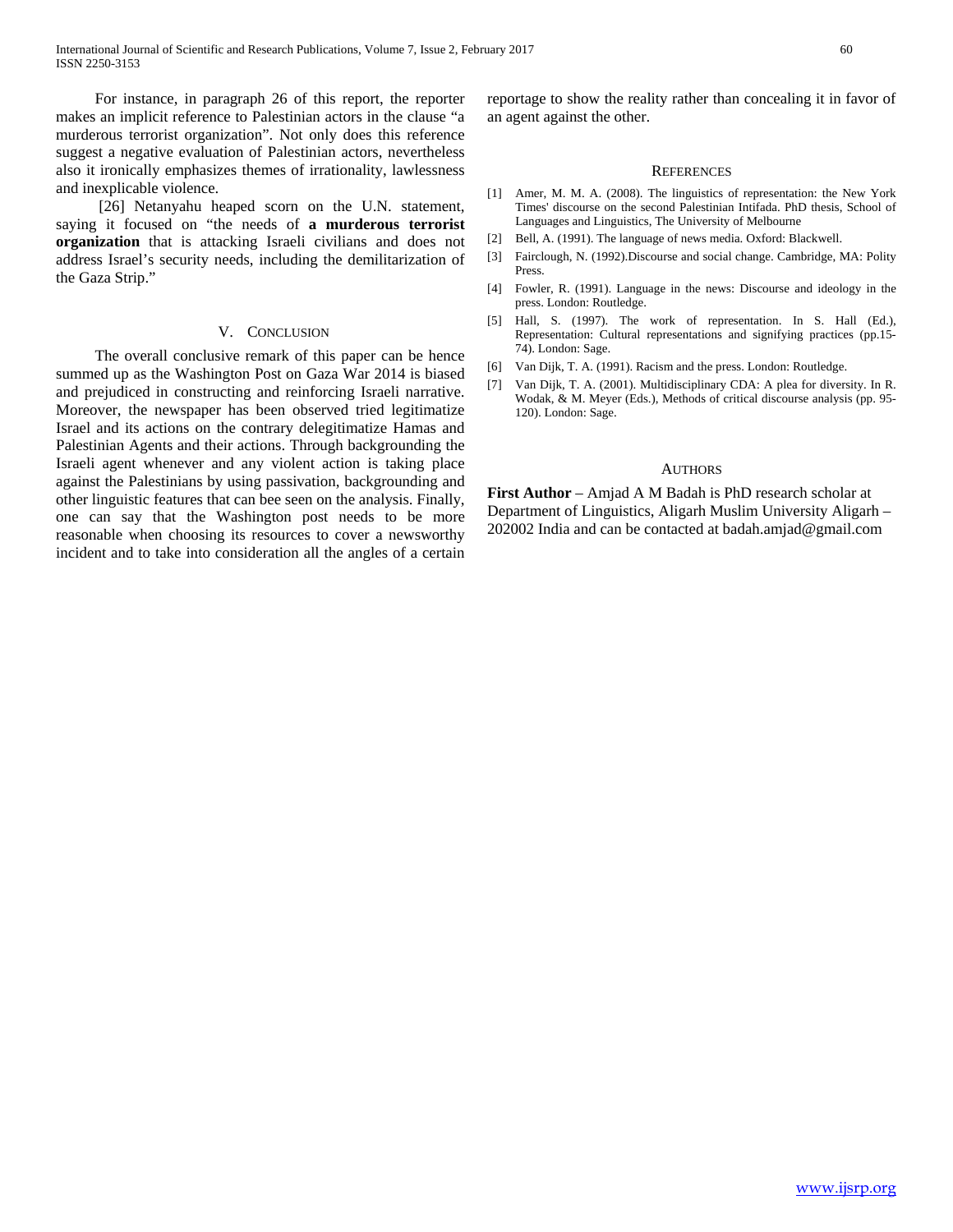For instance, in paragraph 26 of this report, the reporter makes an implicit reference to Palestinian actors in the clause "a murderous terrorist organization". Not only does this reference suggest a negative evaluation of Palestinian actors, nevertheless also it ironically emphasizes themes of irrationality, lawlessness and inexplicable violence.

[26] Netanyahu heaped scorn on the U.N. statement, saying it focused on "the needs of **a murderous terrorist organization** that is attacking Israeli civilians and does not address Israel's security needs, including the demilitarization of the Gaza Strip."

## V. Conclusion

The overall conclusive remark of this paper can be hence summed up as the Washington Post on Gaza War 2014 is biased and prejudiced in constructing and reinforcing Israeli narrative. Moreover, the newspaper has been observed tried legitimatize Israel and its actions on the contrary delegitimatize Hamas and Palestinian Agents and their actions. Through backgrounding the Israeli agent whenever and any violent action is taking place against the Palestinians by using passivation, backgrounding and other linguistic features that can bee seen on the analysis. Finally, one can say that the Washington post needs to be more reasonable when choosing its resources to cover a newsworthy incident and to take into consideration all the angles of a certain reportage to show the reality rather than concealing it in favor of an agent against the other.

## References

[1] Amer, M. M. A. (2008). The linguistics of representation: the New York Times' discourse on the second Palestinian Intifada. PhD thesis, School of Languages and Linguistics, The University of Melbourne

[2] Bell, A. (1991). The language of news media. Oxford: Blackwell.

[3] Fairclough, N. (1992).Discourse and social change. Cambridge, MA: Polity Press.

[4] Fowler, R. (1991). Language in the news: Discourse and ideology in the press. London: Routledge.

[5] Hall, S. (1997). The work of representation. In S. Hall (Ed.), Representation: Cultural representations and signifying practices (pp.15-74). London: Sage.

[6] Van Dijk, T. A. (1991). Racism and the press. London: Routledge.

[7] Van Dijk, T. A. (2001). Multidisciplinary CDA: A plea for diversity. In R. Wodak, & M. Meyer (Eds.), Methods of critical discourse analysis (pp. 95-120). London: Sage.

## Authors

**First Author** – Amjad A M Badah is PhD research scholar at Department of Linguistics, Aligarh Muslim University Aligarh – 202002 India and can be contacted at badah.amjad@gmail.com